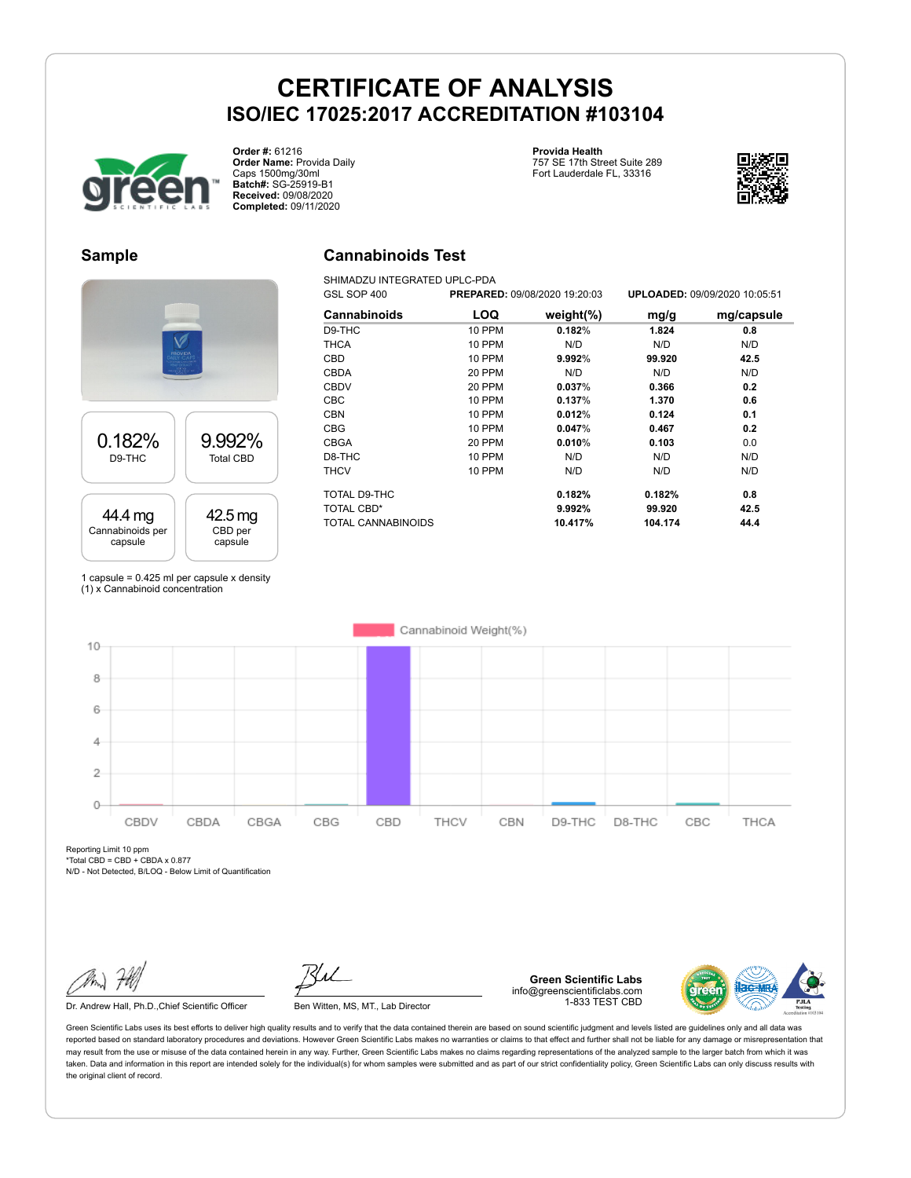# CERTIFICATE OF ANALYSIS

## ISO/IEC 17025:2017 ACCREDITATION #103104

**Order #:** 61216
**Order Name:** Provida Daily Caps 1500mg/30ml
**Batch#:** SG-25919-B1
**Received:** 09/08/2020
**Completed:** 09/11/2020

**Provida Health**
757 SE 17th Street Suite 289
Fort Lauderdale FL, 33316

## Sample

| 0.182% | 9.992% |
|---|---|
| D9-THC | Total CBD |

| 44.4 mg | 42.5 mg |
|---|---|
| Cannabinoids per capsule | CBD per capsule |

1 capsule = 0.425 ml per capsule x density (1) x Cannabinoid concentration

## Cannabinoids Test

SHIMADZU INTEGRATED UPLC-PDA
GSL SOP 400 **PREPARED:** 09/08/2020 19:20:03 **UPLOADED:** 09/09/2020 10:05:51

| Cannabinoids | LOQ | weight(%) | mg/g | mg/capsule |
|---|---|---|---|---|
| D9-THC | 10 PPM | **0.182%** | **1.824** | **0.8** |
| THCA | 10 PPM | N/D | N/D | N/D |
| CBD | 10 PPM | **9.992%** | **99.920** | **42.5** |
| CBDA | 20 PPM | N/D | N/D | N/D |
| CBDV | 20 PPM | **0.037%** | **0.366** | **0.2** |
| CBC | 10 PPM | **0.137%** | **1.370** | **0.6** |
| CBN | 10 PPM | **0.012%** | **0.124** | **0.1** |
| CBG | 10 PPM | **0.047%** | **0.467** | **0.2** |
| CBGA | 20 PPM | **0.010%** | **0.103** | 0.0 |
| D8-THC | 10 PPM | N/D | N/D | N/D |
| THCV | 10 PPM | N/D | N/D | N/D |
| TOTAL D9-THC | | **0.182%** | **0.182%** | **0.8** |
| TOTAL CBD* | | **9.992%** | **99.920** | **42.5** |
| TOTAL CANNABINOIDS | | **10.417%** | **104.174** | **44.4** |

Reporting Limit 10 ppm
*Total CBD = CBD + CBDA x 0.877
N/D - Not Detected, B/LOQ - Below Limit of Quantification

Dr. Andrew Hall, Ph.D.,Chief Scientific Officer

Ben Witten, MS, MT., Lab Director

**Green Scientific Labs**
info@greenscientificlabs.com
1-833 TEST CBD

Green Scientific Labs uses its best efforts to deliver high quality results and to verify that the data contained therein are based on sound scientific judgment and levels listed are guidelines only and all data was reported based on standard laboratory procedures and deviations. However Green Scientific Labs makes no warranties or claims to that effect and further shall not be liable for any damage or misrepresentation that may result from the use or misuse of the data contained herein in any way. Further, Green Scientific Labs makes no claims regarding representations of the analyzed sample to the larger batch from which it was taken. Data and information in this report are intended solely for the individual(s) for whom samples were submitted and as part of our strict confidentiality policy, Green Scientific Labs can only discuss results with the original client of record.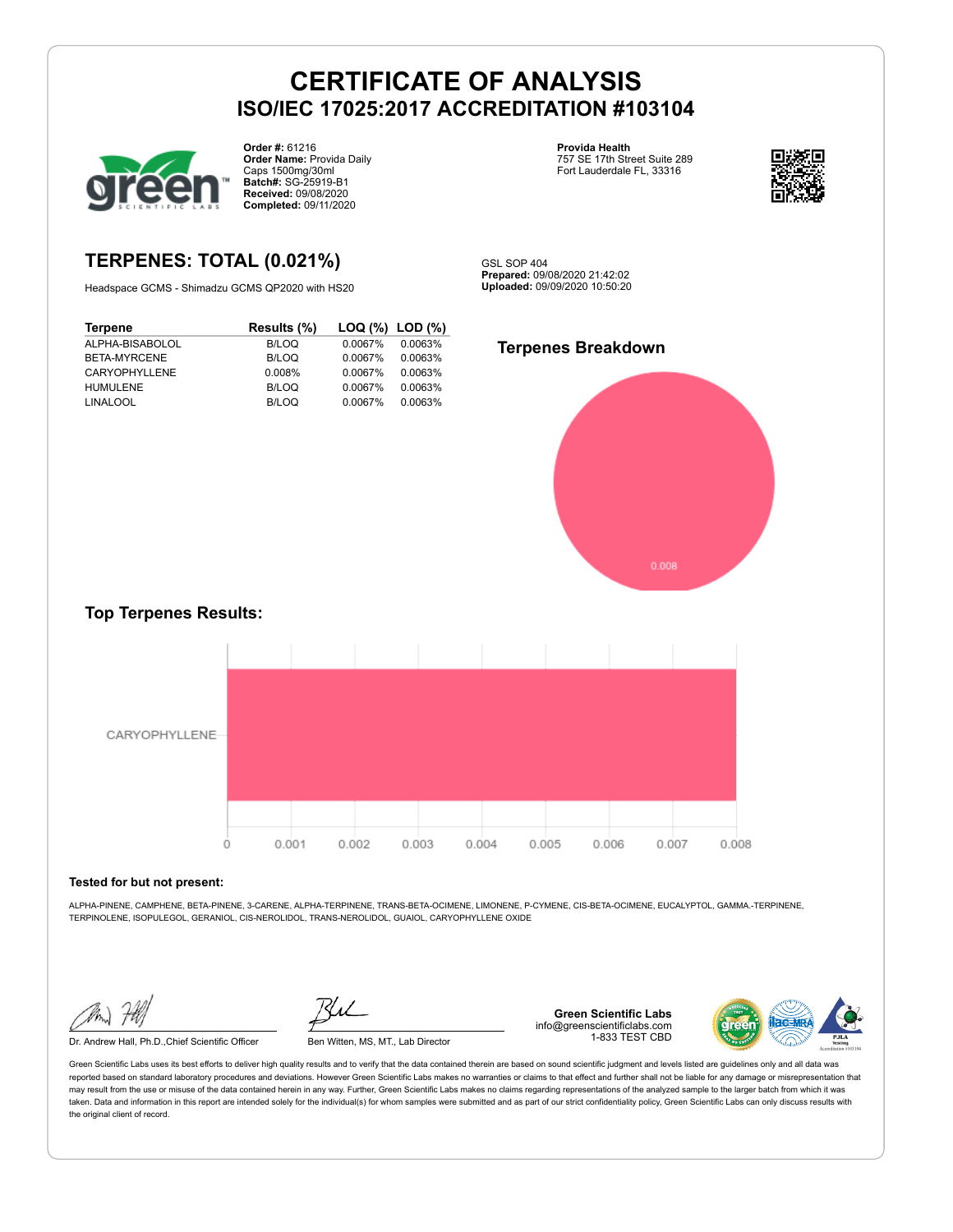# CERTIFICATE OF ANALYSIS
## ISO/IEC 17025:2017 ACCREDITATION #103104

**Order #:** 61216
**Order Name:** Provida Daily Caps 1500mg/30ml
**Batch#:** SG-25919-B1
**Received:** 09/08/2020
**Completed:** 09/11/2020

**Provida Health**
757 SE 17th Street Suite 289
Fort Lauderdale FL, 33316

## TERPENES: TOTAL (0.021%)

Headspace GCMS - Shimadzu GCMS QP2020 with HS20

GSL SOP 404
**Prepared:** 09/08/2020 21:42:02
**Uploaded:** 09/09/2020 10:50:20

| Terpene | Results (%) | LOQ (%) | LOD (%) |
|---|---|---|---|
| ALPHA-BISABOLOL | B/LOQ | 0.0067% | 0.0063% |
| BETA-MYRCENE | B/LOQ | 0.0067% | 0.0063% |
| CARYOPHYLLENE | 0.008% | 0.0067% | 0.0063% |
| HUMULENE | B/LOQ | 0.0067% | 0.0063% |
| LINALOOL | B/LOQ | 0.0067% | 0.0063% |

### Terpenes Breakdown

0.008

### Top Terpenes Results:

CARYOPHYLLENE

0 0.001 0.002 0.003 0.004 0.005 0.006 0.007 0.008

**Tested for but not present:**

ALPHA-PINENE, CAMPHENE, BETA-PINENE, 3-CARENE, ALPHA-TERPINENE, TRANS-BETA-OCIMENE, LIMONENE, P-CYMENE, CIS-BETA-OCIMENE, EUCALYPTOL, GAMMA.-TERPINENE, TERPINOLENE, ISOPULEGOL, GERANIOL, CIS-NEROLIDOL, TRANS-NEROLIDOL, GUAIOL, CARYOPHYLLENE OXIDE

Dr. Andrew Hall, Ph.D.,Chief Scientific Officer

Ben Witten, MS, MT., Lab Director

**Green Scientific Labs**
info@greenscientificlabs.com
1-833 TEST CBD

Green Scientific Labs uses its best efforts to deliver high quality results and to verify that the data contained therein are based on sound scientific judgment and levels listed are guidelines only and all data was reported based on standard laboratory procedures and deviations. However Green Scientific Labs makes no warranties or claims to that effect and further shall not be liable for any damage or misrepresentation that may result from the use or misuse of the data contained herein in any way. Further, Green Scientific Labs makes no claims regarding representations of the analyzed sample to the larger batch from which it was taken. Data and information in this report are intended solely for the individual(s) for whom samples were submitted and as part of our strict confidentiality policy, Green Scientific Labs can only discuss results with the original client of record.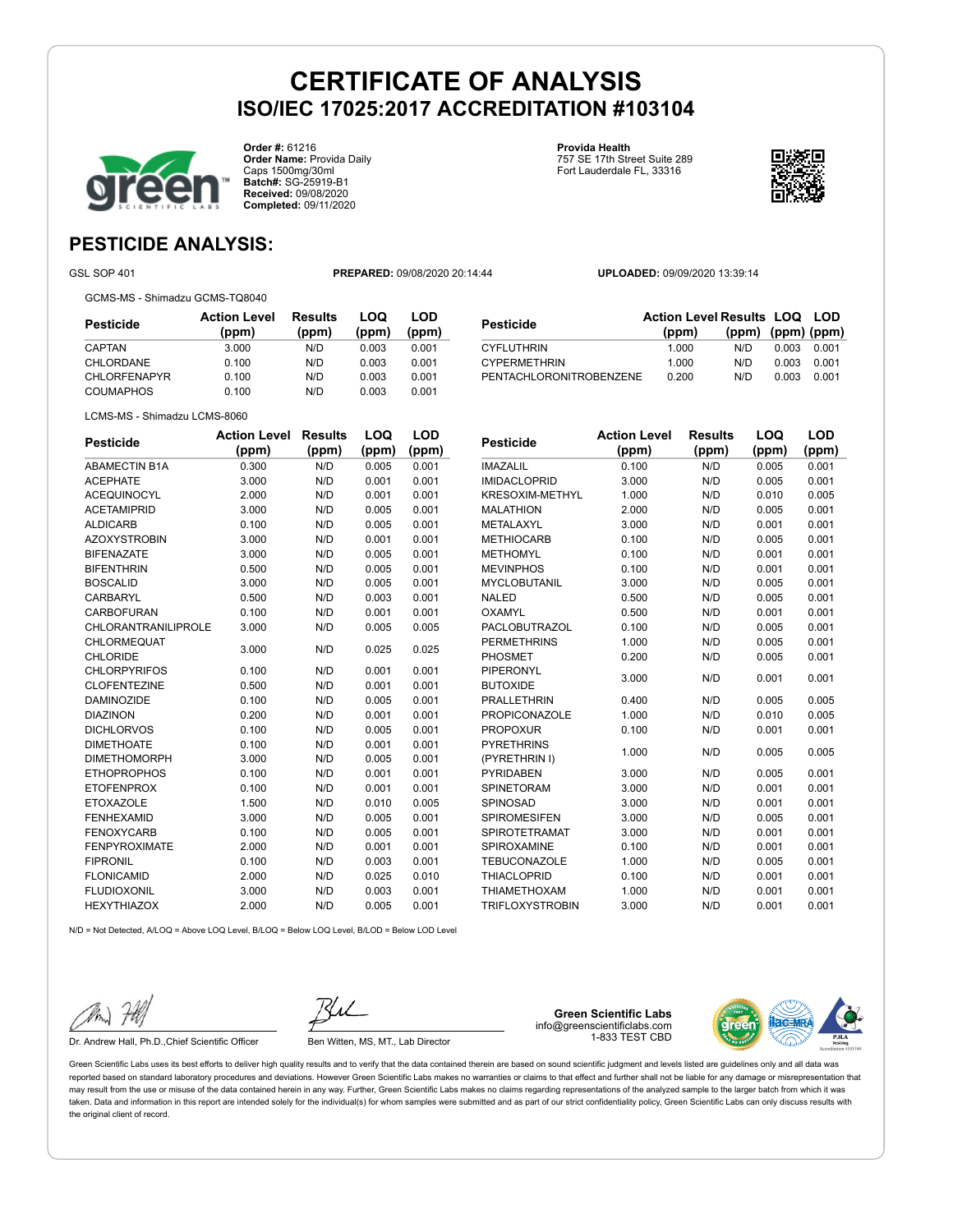# CERTIFICATE OF ANALYSIS
## ISO/IEC 17025:2017 ACCREDITATION #103104

**Order #:** 61216
**Order Name:** Provida Daily Caps 1500mg/30ml
**Batch#:** SG-25919-B1
**Received:** 09/08/2020
**Completed:** 09/11/2020

**Provida Health**
757 SE 17th Street Suite 289
Fort Lauderdale FL, 33316

## PESTICIDE ANALYSIS:

GSL SOP 401 | **PREPARED:** 09/08/2020 20:14:44 | **UPLOADED:** 09/09/2020 13:39:14

GCMS-MS - Shimadzu GCMS-TQ8040

| Pesticide | Action Level (ppm) | Results (ppm) | LOQ (ppm) | LOD (ppm) |
|---|---|---|---|---|
| CAPTAN | 3.000 | N/D | 0.003 | 0.001 |
| CHLORDANE | 0.100 | N/D | 0.003 | 0.001 |
| CHLORFENAPYR | 0.100 | N/D | 0.003 | 0.001 |
| COUMAPHOS | 0.100 | N/D | 0.003 | 0.001 |
| CYFLUTHRIN | 1.000 | N/D | 0.003 | 0.001 |
| CYPERMETHRIN | 1.000 | N/D | 0.003 | 0.001 |
| PENTACHLORONITROBENZENE | 0.200 | N/D | 0.003 | 0.001 |

LCMS-MS - Shimadzu LCMS-8060

| Pesticide | Action Level (ppm) | Results (ppm) | LOQ (ppm) | LOD (ppm) |
|---|---|---|---|---|
| ABAMECTIN B1A | 0.300 | N/D | 0.005 | 0.001 |
| ACEPHATE | 3.000 | N/D | 0.001 | 0.001 |
| ACEQUINOCYL | 2.000 | N/D | 0.001 | 0.001 |
| ACETAMIPRID | 3.000 | N/D | 0.005 | 0.001 |
| ALDICARB | 0.100 | N/D | 0.005 | 0.001 |
| AZOXYSTROBIN | 3.000 | N/D | 0.001 | 0.001 |
| BIFENAZATE | 3.000 | N/D | 0.005 | 0.001 |
| BIFENTHRIN | 0.500 | N/D | 0.005 | 0.001 |
| BOSCALID | 3.000 | N/D | 0.005 | 0.001 |
| CARBARYL | 0.500 | N/D | 0.003 | 0.001 |
| CARBOFURAN | 0.100 | N/D | 0.001 | 0.001 |
| CHLORANTRANILIPROLE | 3.000 | N/D | 0.005 | 0.005 |
| CHLORMEQUAT CHLORIDE | 3.000 | N/D | 0.025 | 0.025 |
| CHLORPYRIFOS | 0.100 | N/D | 0.001 | 0.001 |
| CLOFENTEZINE | 0.500 | N/D | 0.001 | 0.001 |
| DAMINOZIDE | 0.100 | N/D | 0.005 | 0.001 |
| DIAZINON | 0.200 | N/D | 0.001 | 0.001 |
| DICHLORVOS | 0.100 | N/D | 0.005 | 0.001 |
| DIMETHOATE | 0.100 | N/D | 0.001 | 0.001 |
| DIMETHOMORPH | 3.000 | N/D | 0.005 | 0.001 |
| ETHOPROPHOS | 0.100 | N/D | 0.001 | 0.001 |
| ETOFENPROX | 0.100 | N/D | 0.001 | 0.001 |
| ETOXAZOLE | 1.500 | N/D | 0.010 | 0.005 |
| FENHEXAMID | 3.000 | N/D | 0.005 | 0.001 |
| FENOXYCARB | 0.100 | N/D | 0.005 | 0.001 |
| FENPYROXIMATE | 2.000 | N/D | 0.001 | 0.001 |
| FIPRONIL | 0.100 | N/D | 0.003 | 0.001 |
| FLONICAMID | 2.000 | N/D | 0.025 | 0.010 |
| FLUDIOXONIL | 3.000 | N/D | 0.003 | 0.001 |
| HEXYTHIAZOX | 2.000 | N/D | 0.005 | 0.001 |
| IMAZALIL | 0.100 | N/D | 0.005 | 0.001 |
| IMIDACLOPRID | 3.000 | N/D | 0.005 | 0.001 |
| KRESOXIM-METHYL | 1.000 | N/D | 0.010 | 0.005 |
| MALATHION | 2.000 | N/D | 0.005 | 0.001 |
| METALAXYL | 3.000 | N/D | 0.001 | 0.001 |
| METHIOCARB | 0.100 | N/D | 0.005 | 0.001 |
| METHOMYL | 0.100 | N/D | 0.001 | 0.001 |
| MEVINPHOS | 0.100 | N/D | 0.001 | 0.001 |
| MYCLOBUTANIL | 3.000 | N/D | 0.005 | 0.001 |
| NALED | 0.500 | N/D | 0.005 | 0.001 |
| OXAMYL | 0.500 | N/D | 0.001 | 0.001 |
| PACLOBUTRAZOL | 0.100 | N/D | 0.005 | 0.001 |
| PERMETHRINS | 1.000 | N/D | 0.005 | 0.001 |
| PHOSMET | 0.200 | N/D | 0.005 | 0.001 |
| PIPERONYL BUTOXIDE | 3.000 | N/D | 0.001 | 0.001 |
| PRALLETHRIN | 0.400 | N/D | 0.005 | 0.005 |
| PROPICONAZOLE | 1.000 | N/D | 0.010 | 0.005 |
| PROPOXUR | 0.100 | N/D | 0.001 | 0.001 |
| PYRETHRINS (PYRETHRIN I) | 1.000 | N/D | 0.005 | 0.005 |
| PYRIDABEN | 3.000 | N/D | 0.005 | 0.001 |
| SPINETORAM | 3.000 | N/D | 0.001 | 0.001 |
| SPINOSAD | 3.000 | N/D | 0.001 | 0.001 |
| SPIROMESIFEN | 3.000 | N/D | 0.005 | 0.001 |
| SPIROTETRAMAT | 3.000 | N/D | 0.001 | 0.001 |
| SPIROXAMINE | 0.100 | N/D | 0.001 | 0.001 |
| TEBUCONAZOLE | 1.000 | N/D | 0.005 | 0.001 |
| THIACLOPRID | 0.100 | N/D | 0.001 | 0.001 |
| THIAMETHOXAM | 1.000 | N/D | 0.001 | 0.001 |
| TRIFLOXYSTROBIN | 3.000 | N/D | 0.001 | 0.001 |

N/D = Not Detected, A/LOQ = Above LOQ Level, B/LOQ = Below LOQ Level, B/LOD = Below LOD Level

Dr. Andrew Hall, Ph.D.,Chief Scientific Officer

Ben Witten, MS, MT., Lab Director

**Green Scientific Labs**
info@greenscientificlabs.com
1-833 TEST CBD

Green Scientific Labs uses its best efforts to deliver high quality results and to verify that the data contained therein are based on sound scientific judgment and levels listed are guidelines only and all data was reported based on standard laboratory procedures and deviations. However Green Scientific Labs makes no warranties or claims to that effect and further shall not be liable for any damage or misrepresentation that may result from the use or misuse of the data contained herein in any way. Further, Green Scientific Labs makes no claims regarding representations of the analyzed sample to the larger batch from which it was taken. Data and information in this report are intended solely for the individual(s) for whom samples were submitted and as part of our strict confidentiality policy, Green Scientific Labs can only discuss results with the original client of record.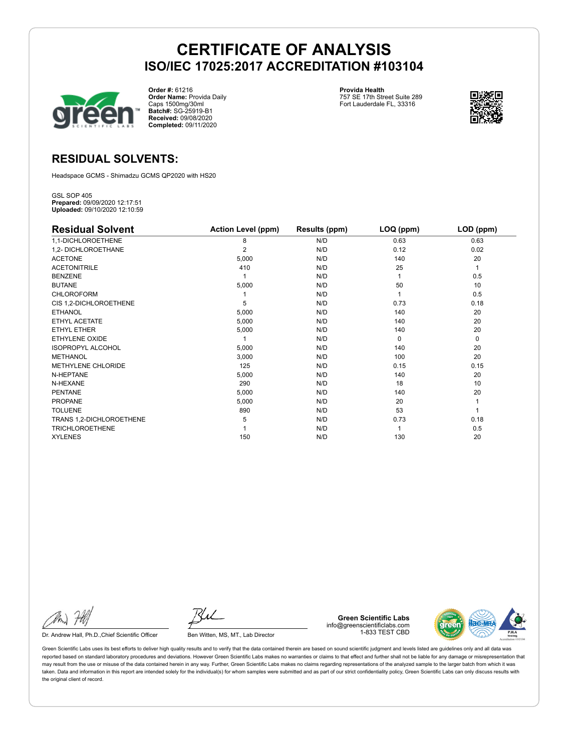# CERTIFICATE OF ANALYSIS
## ISO/IEC 17025:2017 ACCREDITATION #103104

**Order #:** 61216
**Order Name:** Provida Daily Caps 1500mg/30ml
**Batch#:** SG-25919-B1
**Received:** 09/08/2020
**Completed:** 09/11/2020

**Provida Health**
757 SE 17th Street Suite 289
Fort Lauderdale FL, 33316

## RESIDUAL SOLVENTS:

Headspace GCMS - Shimadzu GCMS QP2020 with HS20

GSL SOP 405
**Prepared:** 09/09/2020 12:17:51
**Uploaded:** 09/10/2020 12:10:59

| Residual Solvent | Action Level (ppm) | Results (ppm) | LOQ (ppm) | LOD (ppm) |
|---|---|---|---|---|
| 1,1-DICHLOROETHENE | 8 | N/D | 0.63 | 0.63 |
| 1,2- DICHLOROETHANE | 2 | N/D | 0.12 | 0.02 |
| ACETONE | 5,000 | N/D | 140 | 20 |
| ACETONITRILE | 410 | N/D | 25 | 1 |
| BENZENE | 1 | N/D | 1 | 0.5 |
| BUTANE | 5,000 | N/D | 50 | 10 |
| CHLOROFORM | 1 | N/D | 1 | 0.5 |
| CIS 1,2-DICHLOROETHENE | 5 | N/D | 0.73 | 0.18 |
| ETHANOL | 5,000 | N/D | 140 | 20 |
| ETHYL ACETATE | 5,000 | N/D | 140 | 20 |
| ETHYL ETHER | 5,000 | N/D | 140 | 20 |
| ETHYLENE OXIDE | 1 | N/D | 0 | 0 |
| ISOPROPYL ALCOHOL | 5,000 | N/D | 140 | 20 |
| METHANOL | 3,000 | N/D | 100 | 20 |
| METHYLENE CHLORIDE | 125 | N/D | 0.15 | 0.15 |
| N-HEPTANE | 5,000 | N/D | 140 | 20 |
| N-HEXANE | 290 | N/D | 18 | 10 |
| PENTANE | 5,000 | N/D | 140 | 20 |
| PROPANE | 5,000 | N/D | 20 | 1 |
| TOLUENE | 890 | N/D | 53 | 1 |
| TRANS 1,2-DICHLOROETHENE | 5 | N/D | 0.73 | 0.18 |
| TRICHLOROETHENE | 1 | N/D | 1 | 0.5 |
| XYLENES | 150 | N/D | 130 | 20 |

Dr. Andrew Hall, Ph.D.,Chief Scientific Officer

Ben Witten, MS, MT., Lab Director

**Green Scientific Labs**
info@greenscientificlabs.com
1-833 TEST CBD

Green Scientific Labs uses its best efforts to deliver high quality results and to verify that the data contained therein are based on sound scientific judgment and levels listed are guidelines only and all data was reported based on standard laboratory procedures and deviations. However Green Scientific Labs makes no warranties or claims to that effect and further shall not be liable for any damage or misrepresentation that may result from the use or misuse of the data contained herein in any way. Further, Green Scientific Labs makes no claims regarding representations of the analyzed sample to the larger batch from which it was taken. Data and information in this report are intended solely for the individual(s) for whom samples were submitted and as part of our strict confidentiality policy, Green Scientific Labs can only discuss results with the original client of record.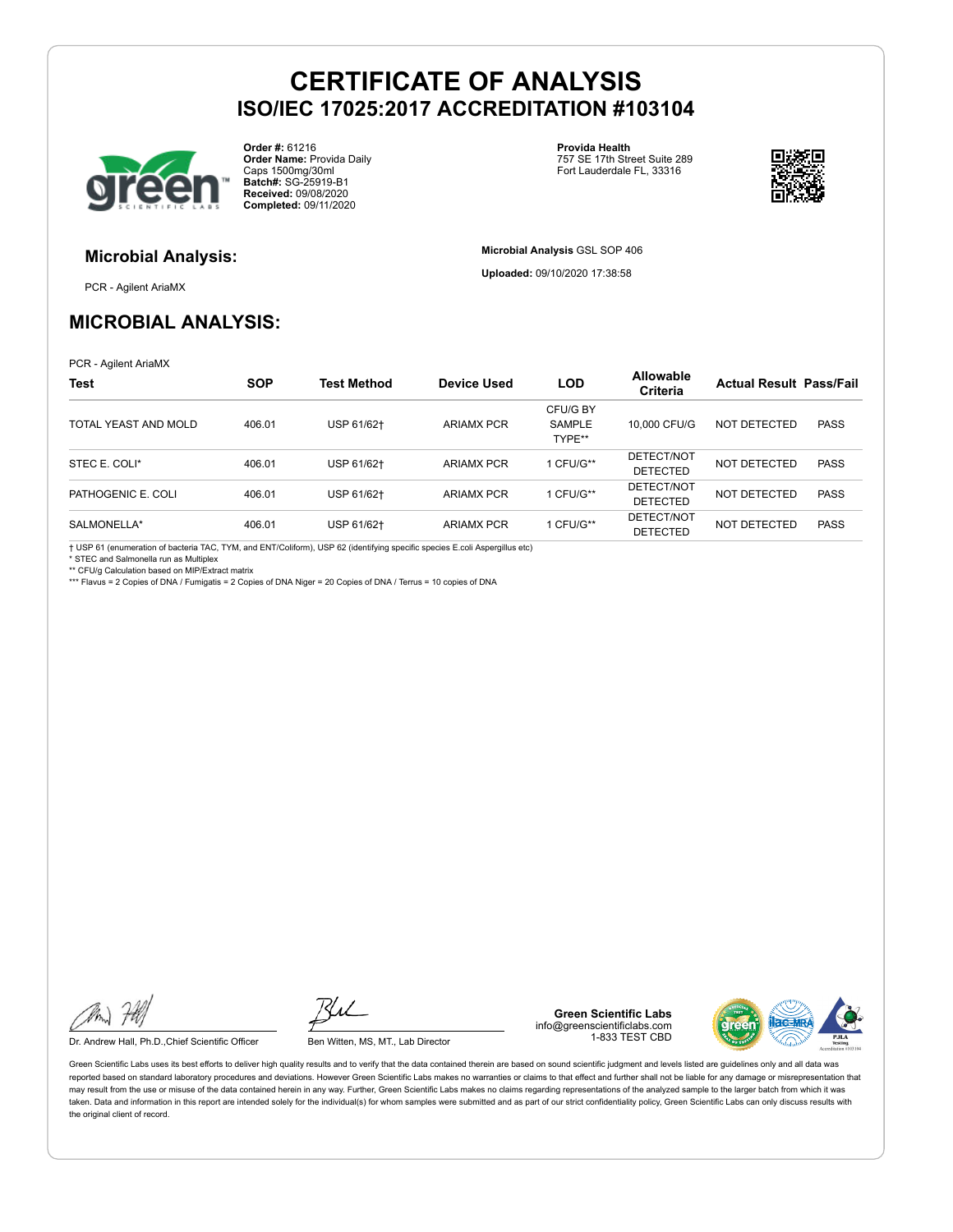# CERTIFICATE OF ANALYSIS

## ISO/IEC 17025:2017 ACCREDITATION #103104

**Order #:** 61216
**Order Name:** Provida Daily Caps 1500mg/30ml
**Batch#:** SG-25919-B1
**Received:** 09/08/2020
**Completed:** 09/11/2020

**Provida Health**
757 SE 17th Street Suite 289
Fort Lauderdale FL, 33316

### Microbial Analysis:

PCR - Agilent AriaMX

**Microbial Analysis** GSL SOP 406

**Uploaded:** 09/10/2020 17:38:58

## MICROBIAL ANALYSIS:

PCR - Agilent AriaMX

| Test | SOP | Test Method | Device Used | LOD | Allowable Criteria | Actual Result | Pass/Fail |
|---|---|---|---|---|---|---|---|
| TOTAL YEAST AND MOLD | 406.01 | USP 61/62† | ARIAMX PCR | CFU/G BY SAMPLE TYPE** | 10,000 CFU/G | NOT DETECTED | PASS |
| STEC E. COLI* | 406.01 | USP 61/62† | ARIAMX PCR | 1 CFU/G** | DETECT/NOT DETECTED | NOT DETECTED | PASS |
| PATHOGENIC E. COLI | 406.01 | USP 61/62† | ARIAMX PCR | 1 CFU/G** | DETECT/NOT DETECTED | NOT DETECTED | PASS |
| SALMONELLA* | 406.01 | USP 61/62† | ARIAMX PCR | 1 CFU/G** | DETECT/NOT DETECTED | NOT DETECTED | PASS |

† USP 61 (enumeration of bacteria TAC, TYM, and ENT/Coliform), USP 62 (identifying specific species E.coli Aspergillus etc)
* STEC and Salmonella run as Multiplex
** CFU/g Calculation based on MIP/Extract matrix
*** Flavus = 2 Copies of DNA / Fumigatis = 2 Copies of DNA Niger = 20 Copies of DNA / Terrus = 10 copies of DNA

Dr. Andrew Hall, Ph.D.,Chief Scientific Officer

Ben Witten, MS, MT., Lab Director

**Green Scientific Labs**
info@greenscientificlabs.com
1-833 TEST CBD

Green Scientific Labs uses its best efforts to deliver high quality results and to verify that the data contained therein are based on sound scientific judgment and levels listed are guidelines only and all data was reported based on standard laboratory procedures and deviations. However Green Scientific Labs makes no warranties or claims to that effect and further shall not be liable for any damage or misrepresentation that may result from the use or misuse of the data contained herein in any way. Further, Green Scientific Labs makes no claims regarding representations of the analyzed sample to the larger batch from which it was taken. Data and information in this report are intended solely for the individual(s) for whom samples were submitted and as part of our strict confidentiality policy, Green Scientific Labs can only discuss results with the original client of record.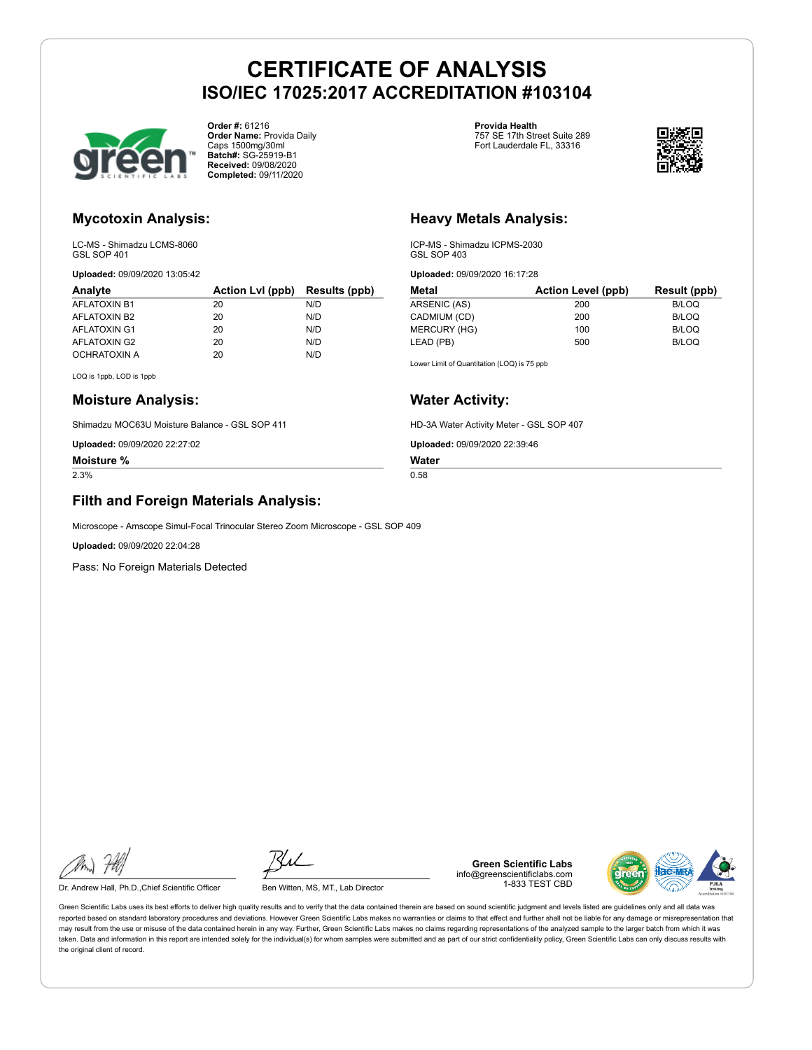# CERTIFICATE OF ANALYSIS
## ISO/IEC 17025:2017 ACCREDITATION #103104

**Order #:** 61216
**Order Name:** Provida Daily Caps 1500mg/30ml
**Batch#:** SG-25919-B1
**Received:** 09/08/2020
**Completed:** 09/11/2020

**Provida Health**
757 SE 17th Street Suite 289
Fort Lauderdale FL, 33316

## Mycotoxin Analysis:

LC-MS - Shimadzu LCMS-8060
GSL SOP 401

**Uploaded:** 09/09/2020 13:05:42

| Analyte | Action Lvl (ppb) | Results (ppb) |
| --- | --- | --- |
| AFLATOXIN B1 | 20 | N/D |
| AFLATOXIN B2 | 20 | N/D |
| AFLATOXIN G1 | 20 | N/D |
| AFLATOXIN G2 | 20 | N/D |
| OCHRATOXIN A | 20 | N/D |

LOQ is 1ppb, LOD is 1ppb

## Heavy Metals Analysis:

ICP-MS - Shimadzu ICPMS-2030
GSL SOP 403

**Uploaded:** 09/09/2020 16:17:28

| Metal | Action Level (ppb) | Result (ppb) |
| --- | --- | --- |
| ARSENIC (AS) | 200 | B/LOQ |
| CADMIUM (CD) | 200 | B/LOQ |
| MERCURY (HG) | 100 | B/LOQ |
| LEAD (PB) | 500 | B/LOQ |

Lower Limit of Quantitation (LOQ) is 75 ppb

## Moisture Analysis:

Shimadzu MOC63U Moisture Balance - GSL SOP 411

**Uploaded:** 09/09/2020 22:27:02

| Moisture % |
| --- |
| 2.3% |

## Water Activity:

HD-3A Water Activity Meter - GSL SOP 407

**Uploaded:** 09/09/2020 22:39:46

| Water |
| --- |
| 0.58 |

## Filth and Foreign Materials Analysis:

Microscope - Amscope Simul-Focal Trinocular Stereo Zoom Microscope - GSL SOP 409

**Uploaded:** 09/09/2020 22:04:28

Pass: No Foreign Materials Detected

Dr. Andrew Hall, Ph.D.,Chief Scientific Officer

Ben Witten, MS, MT., Lab Director

**Green Scientific Labs**
info@greenscientificlabs.com
1-833 TEST CBD

Green Scientific Labs uses its best efforts to deliver high quality results and to verify that the data contained therein are based on sound scientific judgment and levels listed are guidelines only and all data was reported based on standard laboratory procedures and deviations. However Green Scientific Labs makes no warranties or claims to that effect and further shall not be liable for any damage or misrepresentation that may result from the use or misuse of the data contained herein in any way. Further, Green Scientific Labs makes no claims regarding representations of the analyzed sample to the larger batch from which it was taken. Data and information in this report are intended solely for the individual(s) for whom samples were submitted and as part of our strict confidentiality policy, Green Scientific Labs can only discuss results with the original client of record.